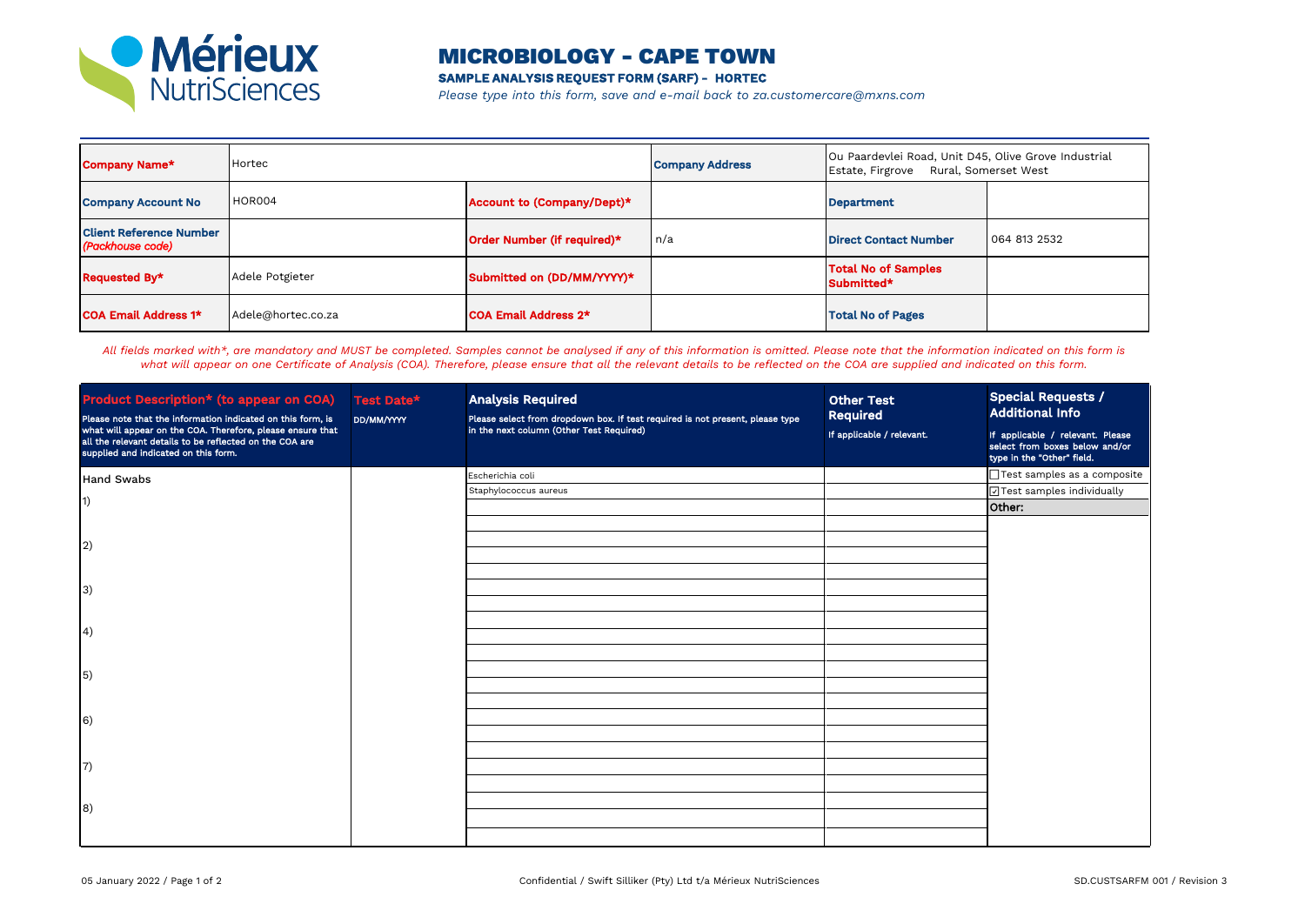Mérieux NutriSciences

# MICROBIOLOGY - CAPE TOWN

**SAMPLE ANALYSIS REQUEST FORM (SARF) - HORTEC**

*Please type into this form, save and e-mail back to za.customercare@mxns.com*

| | | | | | |
|---|---|---|---|---|---|
| **Company Name*** | Hortec | | | **Company Address** | Ou Paardevlei Road, Unit D45, Olive Grove Industrial Estate, Firgrove Rural, Somerset West |
| **Company Account No** | HOR004 | **Account to (Company/Dept)*** | | **Department** | |
| **Client Reference Number** *(Packhouse code)* | | **Order Number (if required)*** | n/a | **Direct Contact Number** | 064 813 2532 |
| **Requested By*** | Adele Potgieter | **Submitted on (DD/MM/YYYY)*** | | **Total No of Samples Submitted*** | |
| **COA Email Address 1*** | Adele@hortec.co.za | **COA Email Address 2*** | | **Total No of Pages** | |

*All fields marked with*, are mandatory and MUST be completed. Samples cannot be analysed if any of this information is omitted. Please note that the information indicated on this form is what will appear on one Certificate of Analysis (COA). Therefore, please ensure that all the relevant details to be reflected on the COA are supplied and indicated on this form.*

| **Product Description* (to appear on COA)** Please note that the information indicated on this form, is what will appear on the COA. Therefore, please ensure that all the relevant details to be reflected on the COA are supplied and indicated on this form. | **Test Date*** DD/MM/YYYY | **Analysis Required** Please select from dropdown box. If test required is not present, please type in the next column (Other Test Required) | **Other Test Required** If applicable / relevant. | **Special Requests / Additional Info** If applicable / relevant. Please select from boxes below and/or type in the "Other" field. |
|---|---|---|---|---|
| Hand Swabs | | Escherichia coli | | ☐ Test samples as a composite |
| | | Staphylococcus aureus | | ☑ Test samples individually |
| 1) | | | | **Other:** |
| 2) | | | | |
| 3) | | | | |
| 4) | | | | |
| 5) | | | | |
| 6) | | | | |
| 7) | | | | |
| 8) | | | | |

05 January 2022

Confidential / Swift Silliker (Pty) Ltd t/a Mérieux NutriSciences

SD.CUSTSARFM 001 / Revision 3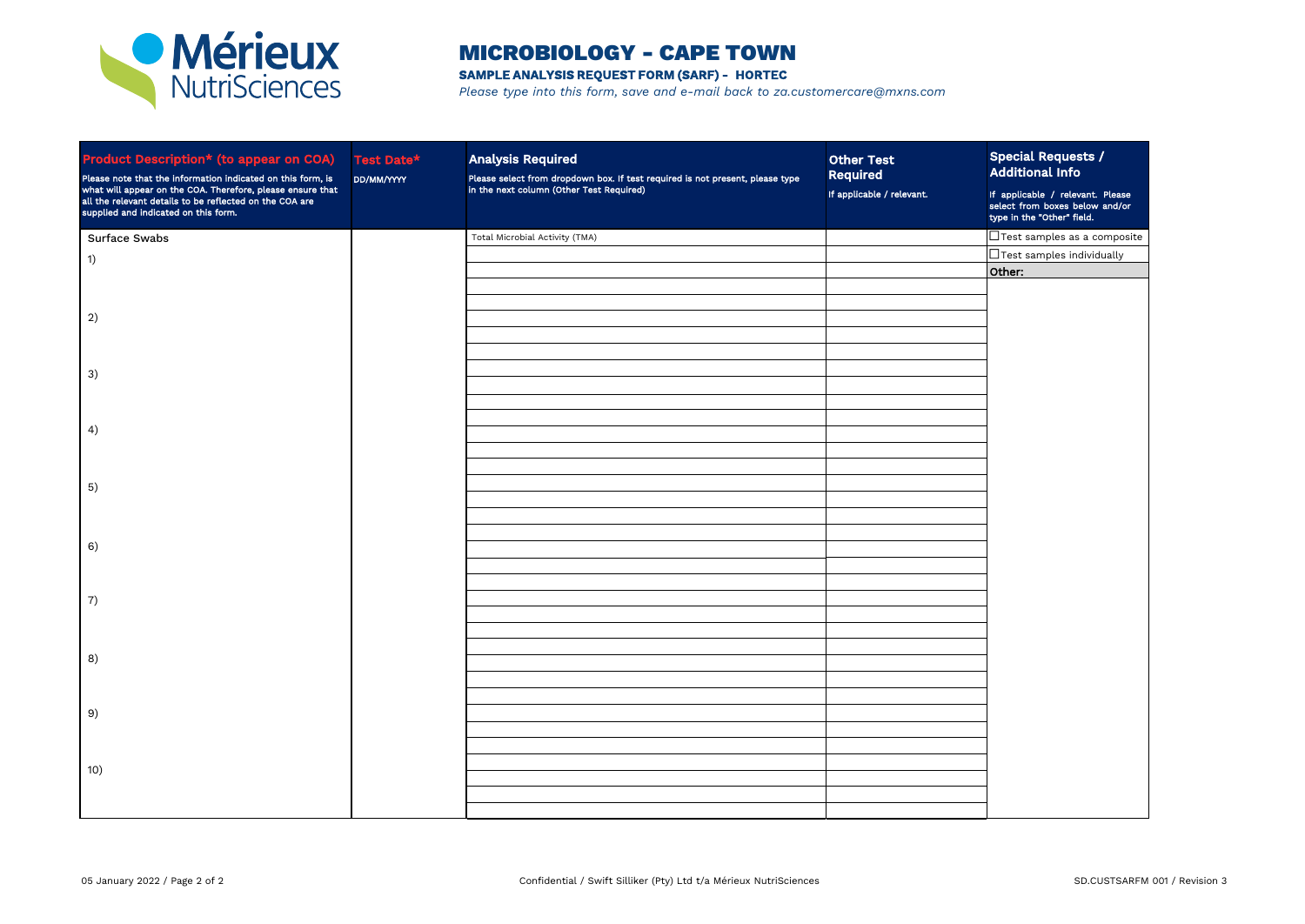# MICROBIOLOGY - CAPE TOWN

**SAMPLE ANALYSIS REQUEST FORM (SARF) - HORTEC**

*Please type into this form, save and e-mail back to za.customercare@mxns.com*

| **Product Description* (to appear on COA)** Please note that the information indicated on this form, is what will appear on the COA. Therefore, please ensure that all the relevant details to be reflected on the COA are supplied and indicated on this form. | **Test Date*** DD/MM/YYYY | **Analysis Required** Please select from dropdown box. If test required is not present, please type in the next column (Other Test Required) | **Other Test Required** If applicable / relevant. | **Special Requests / Additional Info** If applicable / relevant. Please select from boxes below and/or type in the "Other" field. |
|---|---|---|---|---|
| Surface Swabs | | Total Microbial Activity (TMA) | | ☐Test samples as a composite |
| 1) | | | | ☐Test samples individually |
| | | | | **Other:** |
| | | | | |
| 2) | | | | |
| | | | | |
| | | | | |
| 3) | | | | |
| | | | | |
| | | | | |
| 4) | | | | |
| | | | | |
| | | | | |
| 5) | | | | |
| | | | | |
| | | | | |
| 6) | | | | |
| | | | | |
| | | | | |
| 7) | | | | |
| | | | | |
| | | | | |
| 8) | | | | |
| | | | | |
| | | | | |
| 9) | | | | |
| | | | | |
| | | | | |
| 10) | | | | |
| | | | | |
| | | | | |

05 January 2022

Confidential / Swift Silliker (Pty) Ltd t/a Mérieux NutriSciences

SD.CUSTSARFM 001 / Revision 3